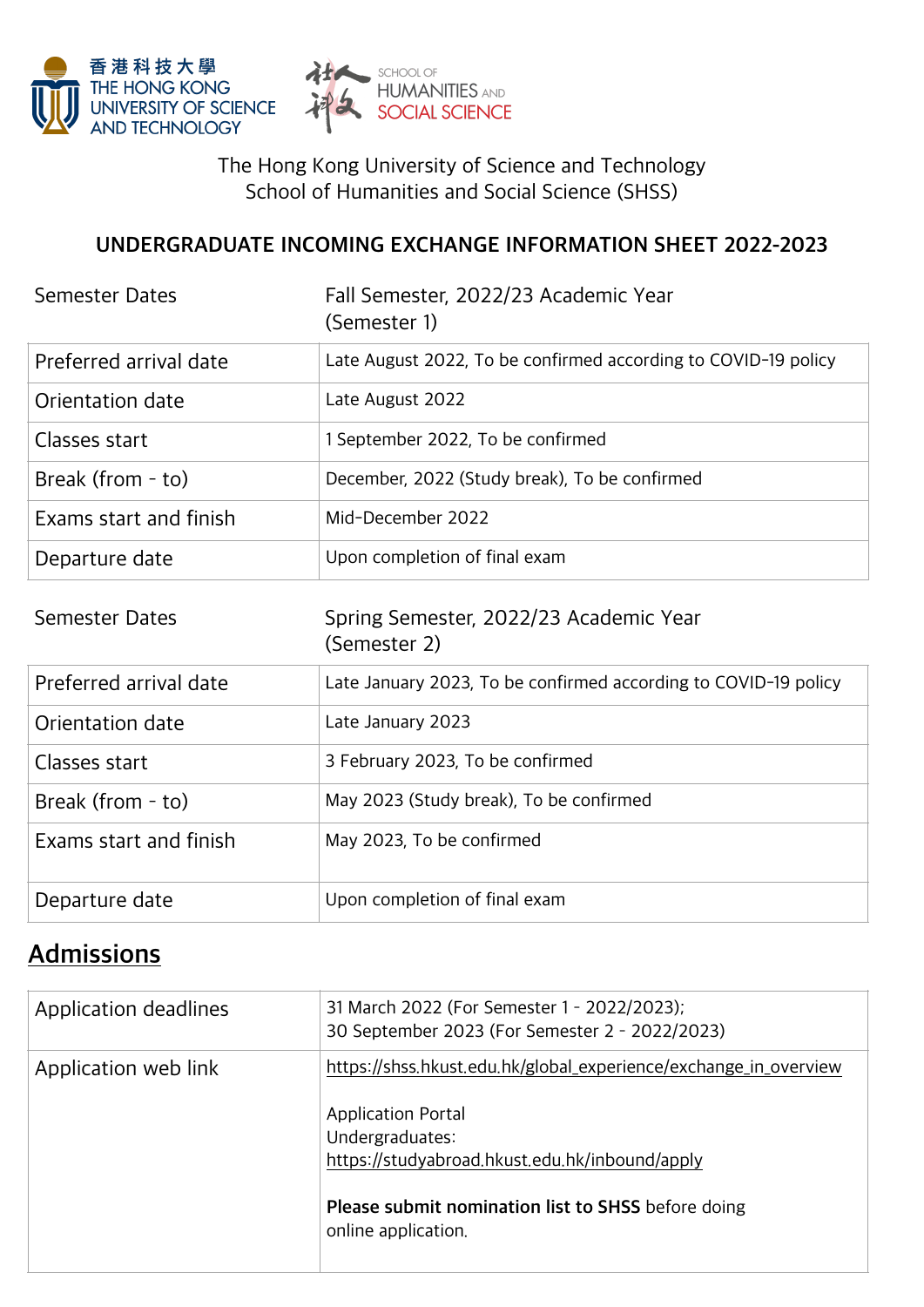香港科技大學
THE HONG KONG UNIVERSITY OF SCIENCE AND TECHNOLOGY

SCHOOL OF HUMANITIES AND SOCIAL SCIENCE

The Hong Kong University of Science and Technology
School of Humanities and Social Science (SHSS)

## UNDERGRADUATE INCOMING EXCHANGE INFORMATION SHEET 2022-2023

| Semester Dates | Fall Semester, 2022/23 Academic Year (Semester 1) |
|---|---|
| Preferred arrival date | Late August 2022, To be confirmed according to COVID-19 policy |
| Orientation date | Late August 2022 |
| Classes start | 1 September 2022, To be confirmed |
| Break (from - to) | December, 2022 (Study break), To be confirmed |
| Exams start and finish | Mid-December 2022 |
| Departure date | Upon completion of final exam |

| Semester Dates | Spring Semester, 2022/23 Academic Year (Semester 2) |
|---|---|
| Preferred arrival date | Late January 2023, To be confirmed according to COVID-19 policy |
| Orientation date | Late January 2023 |
| Classes start | 3 February 2023, To be confirmed |
| Break (from - to) | May 2023 (Study break), To be confirmed |
| Exams start and finish | May 2023, To be confirmed |
| Departure date | Upon completion of final exam |

## Admissions

| Application deadlines | 31 March 2022 (For Semester 1 - 2022/2023);<br>30 September 2023 (For Semester 2 - 2022/2023) |
|---|---|
| Application web link | https://shss.hkust.edu.hk/global_experience/exchange_in_overview<br><br>Application Portal<br>Undergraduates:<br>https://studyabroad.hkust.edu.hk/inbound/apply<br><br>**Please submit nomination list to SHSS** before doing online application. |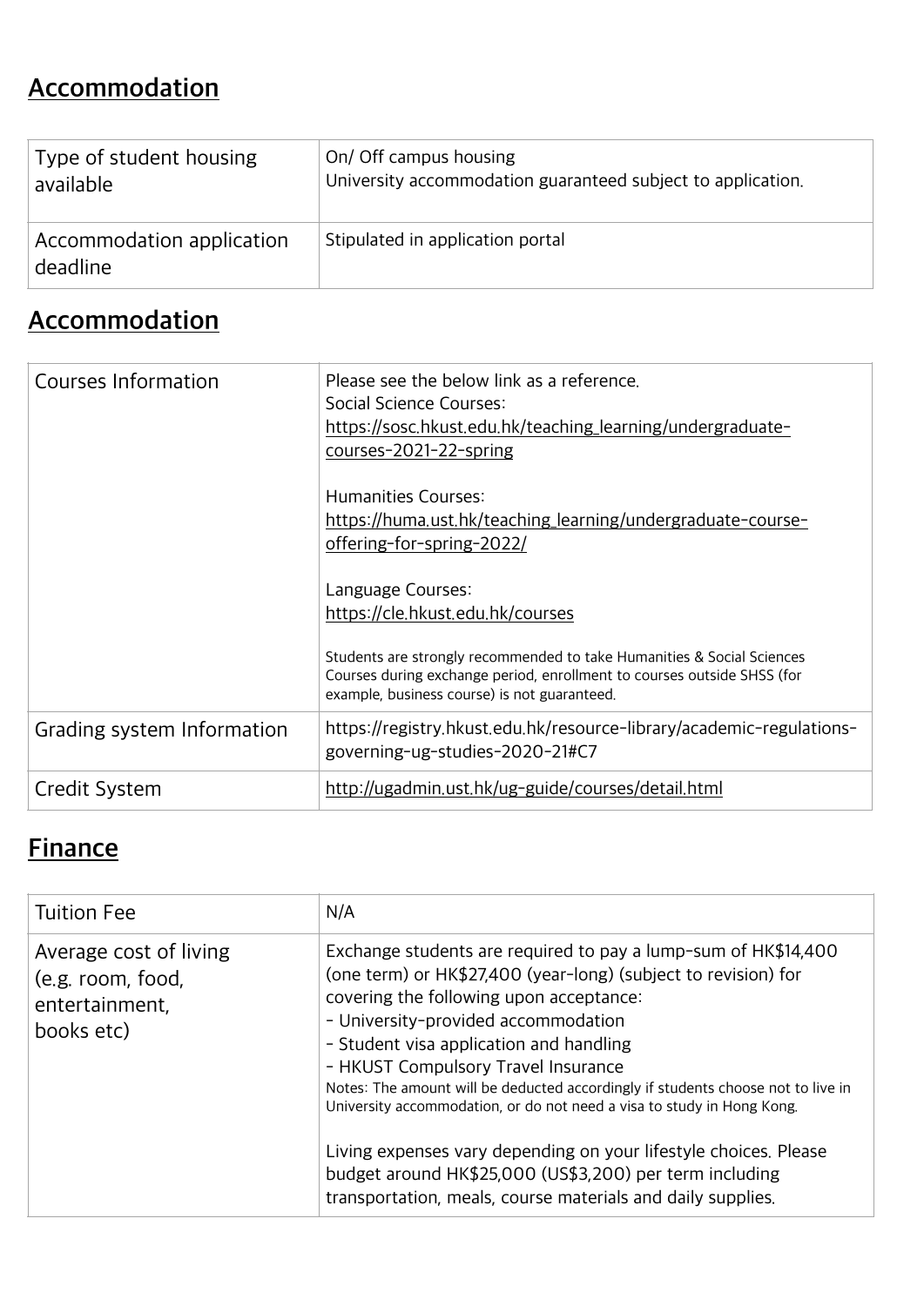## Accommodation

| Type of student housing available | On/ Off campus housing<br>University accommodation guaranteed subject to application. |
|---|---|
| Accommodation application deadline | Stipulated in application portal |

## Accommodation

| Courses Information | Please see the below link as a reference.<br>Social Science Courses:<br>https://sosc.hkust.edu.hk/teaching_learning/undergraduate-courses-2021-22-spring<br><br>Humanities Courses:<br>https://huma.ust.hk/teaching_learning/undergraduate-course-offering-for-spring-2022/<br><br>Language Courses:<br>https://cle.hkust.edu.hk/courses<br><br>Students are strongly recommended to take Humanities & Social Sciences Courses during exchange period, enrollment to courses outside SHSS (for example, business course) is not guaranteed. |
|---|---|
| Grading system Information | https://registry.hkust.edu.hk/resource-library/academic-regulations-governing-ug-studies-2020-21#C7 |
| Credit System | http://ugadmin.ust.hk/ug-guide/courses/detail.html |

## Finance

| Tuition Fee | N/A |
|---|---|
| Average cost of living (e.g. room, food, entertainment, books etc) | Exchange students are required to pay a lump-sum of HK$14,400 (one term) or HK$27,400 (year-long) (subject to revision) for covering the following upon acceptance:<br>- University-provided accommodation<br>- Student visa application and handling<br>- HKUST Compulsory Travel Insurance<br>Notes: The amount will be deducted accordingly if students choose not to live in University accommodation, or do not need a visa to study in Hong Kong.<br><br>Living expenses vary depending on your lifestyle choices. Please budget around HK$25,000 (US$3,200) per term including transportation, meals, course materials and daily supplies. |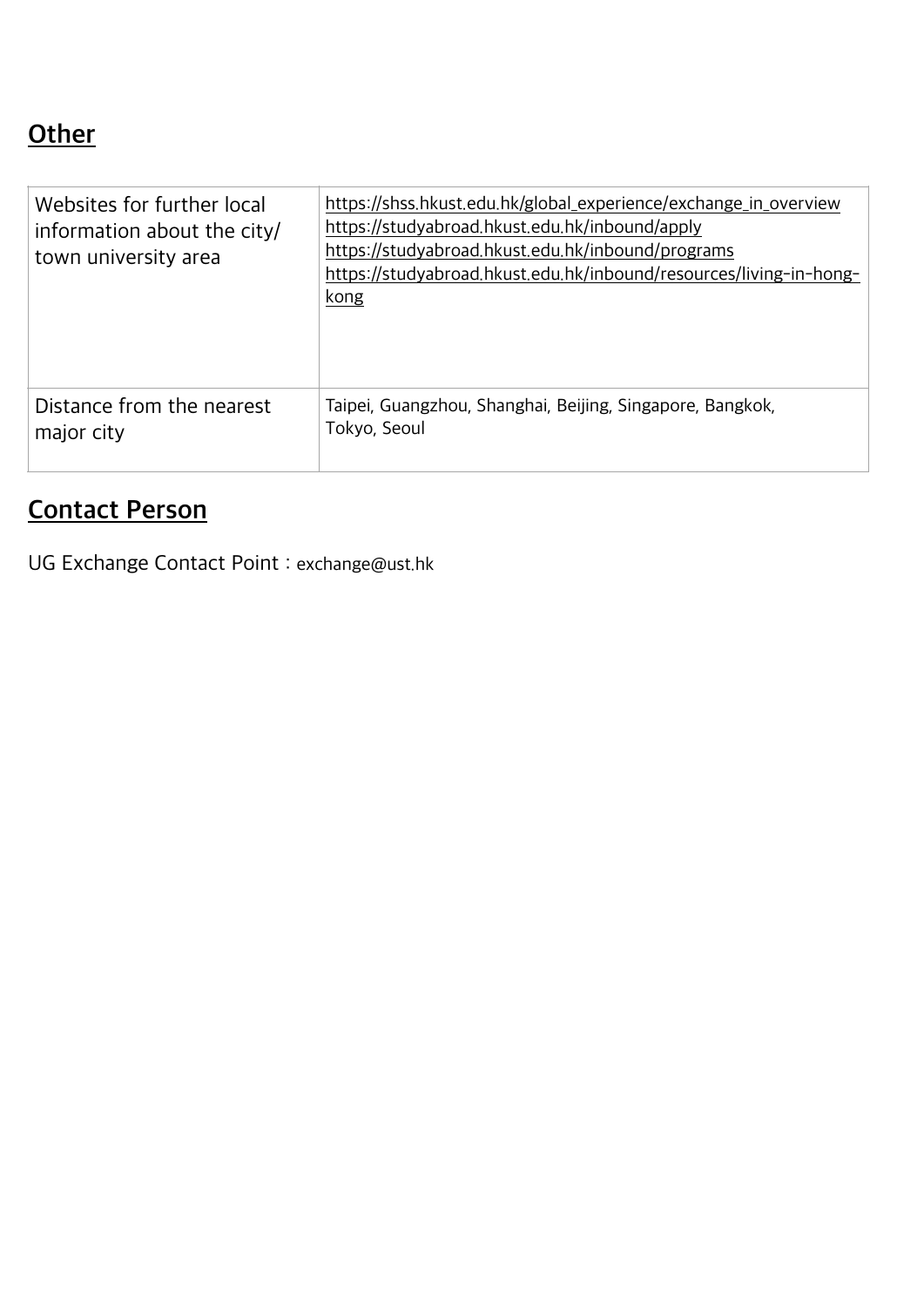## Other

| | |
|---|---|
| Websites for further local information about the city/ town university area | https://shss.hkust.edu.hk/global_experience/exchange_in_overview<br>https://studyabroad.hkust.edu.hk/inbound/apply<br>https://studyabroad.hkust.edu.hk/inbound/programs<br>https://studyabroad.hkust.edu.hk/inbound/resources/living-in-hong-kong |
| Distance from the nearest major city | Taipei, Guangzhou, Shanghai, Beijing, Singapore, Bangkok, Tokyo, Seoul |

## Contact Person

UG Exchange Contact Point : exchange@ust.hk